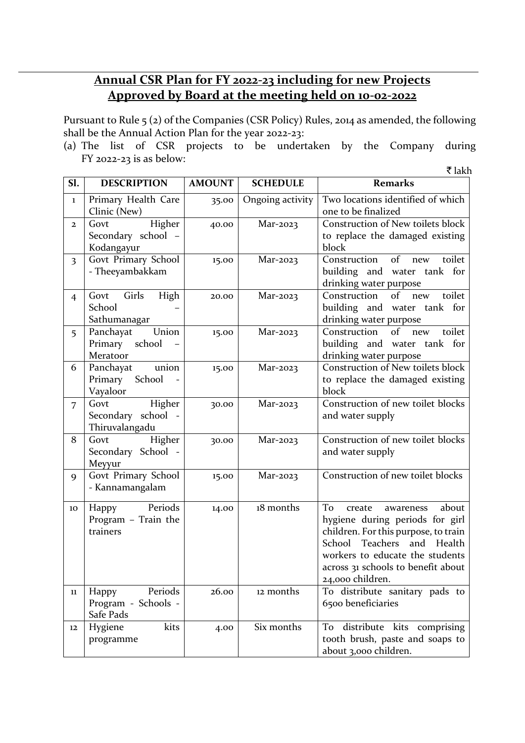## Annual CSR Plan for FY 2022-23 including for new Projects Approved by Board at the meeting held on 10-02-2022

Pursuant to Rule 5 (2) of the Companies (CSR Policy) Rules, 2014 as amended, the following shall be the Annual Action Plan for the year 2022-23:

(a) The list of CSR projects to be undertaken by the Company during FY 2022-23 is as below:

₹ lakh

| Sl. | DESCRIPTION | AMOUNT | SCHEDULE | Remarks |
|---|---|---|---|---|
| 1 | Primary Health Care Clinic (New) | 35.00 | Ongoing activity | Two locations identified of which one to be finalized |
| 2 | Govt Higher Secondary school – Kodangayur | 40.00 | Mar-2023 | Construction of New toilets block to replace the damaged existing block |
| 3 | Govt Primary School - Theeyambakkam | 15.00 | Mar-2023 | Construction of new toilet building and water tank for drinking water purpose |
| 4 | Govt Girls High School – Sathumanagar | 20.00 | Mar-2023 | Construction of new toilet building and water tank for drinking water purpose |
| 5 | Panchayat Union Primary school – Meratoor | 15.00 | Mar-2023 | Construction of new toilet building and water tank for drinking water purpose |
| 6 | Panchayat union Primary School - Vayaloor | 15.00 | Mar-2023 | Construction of New toilets block to replace the damaged existing block |
| 7 | Govt Higher Secondary school - Thiruvalangadu | 30.00 | Mar-2023 | Construction of new toilet blocks and water supply |
| 8 | Govt Higher Secondary School - Meyyur | 30.00 | Mar-2023 | Construction of new toilet blocks and water supply |
| 9 | Govt Primary School - Kannamangalam | 15.00 | Mar-2023 | Construction of new toilet blocks |
| 10 | Happy Periods Program – Train the trainers | 14.00 | 18 months | To create awareness about hygiene during periods for girl children. For this purpose, to train School Teachers and Health workers to educate the students across 31 schools to benefit about 24,000 children. |
| 11 | Happy Periods Program - Schools - Safe Pads | 26.00 | 12 months | To distribute sanitary pads to 6500 beneficiaries |
| 12 | Hygiene kits programme | 4.00 | Six months | To distribute kits comprising tooth brush, paste and soaps to about 3,000 children. |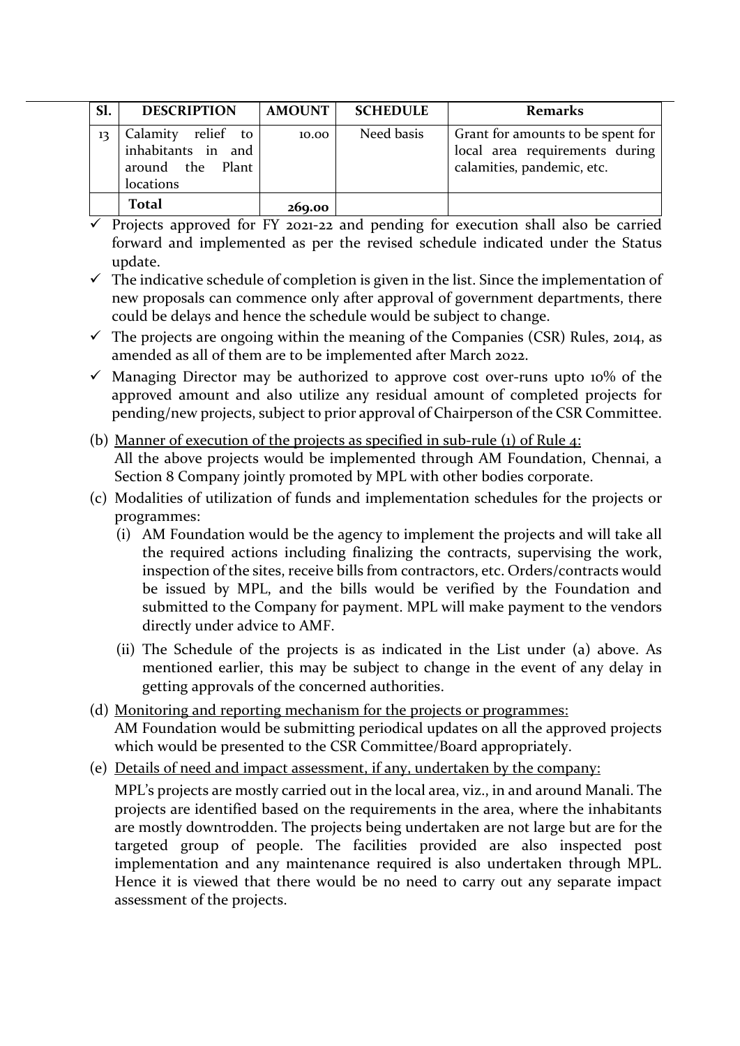| Sl. | DESCRIPTION | AMOUNT | SCHEDULE | Remarks |
|---|---|---|---|---|
| 13 | Calamity relief to inhabitants in and around the Plant locations | 10.00 | Need basis | Grant for amounts to be spent for local area requirements during calamities, pandemic, etc. |
| | **Total** | **269.00** | | |

- ✓ Projects approved for FY 2021-22 and pending for execution shall also be carried forward and implemented as per the revised schedule indicated under the Status update.
- ✓ The indicative schedule of completion is given in the list. Since the implementation of new proposals can commence only after approval of government departments, there could be delays and hence the schedule would be subject to change.
- ✓ The projects are ongoing within the meaning of the Companies (CSR) Rules, 2014, as amended as all of them are to be implemented after March 2022.
- ✓ Managing Director may be authorized to approve cost over-runs upto 10% of the approved amount and also utilize any residual amount of completed projects for pending/new projects, subject to prior approval of Chairperson of the CSR Committee.

(b) Manner of execution of the projects as specified in sub-rule (1) of Rule 4:
All the above projects would be implemented through AM Foundation, Chennai, a Section 8 Company jointly promoted by MPL with other bodies corporate.

(c) Modalities of utilization of funds and implementation schedules for the projects or programmes:

(i) AM Foundation would be the agency to implement the projects and will take all the required actions including finalizing the contracts, supervising the work, inspection of the sites, receive bills from contractors, etc. Orders/contracts would be issued by MPL, and the bills would be verified by the Foundation and submitted to the Company for payment. MPL will make payment to the vendors directly under advice to AMF.

(ii) The Schedule of the projects is as indicated in the List under (a) above. As mentioned earlier, this may be subject to change in the event of any delay in getting approvals of the concerned authorities.

(d) Monitoring and reporting mechanism for the projects or programmes:
AM Foundation would be submitting periodical updates on all the approved projects which would be presented to the CSR Committee/Board appropriately.

(e) Details of need and impact assessment, if any, undertaken by the company:

MPL's projects are mostly carried out in the local area, viz., in and around Manali. The projects are identified based on the requirements in the area, where the inhabitants are mostly downtrodden. The projects being undertaken are not large but are for the targeted group of people. The facilities provided are also inspected post implementation and any maintenance required is also undertaken through MPL. Hence it is viewed that there would be no need to carry out any separate impact assessment of the projects.